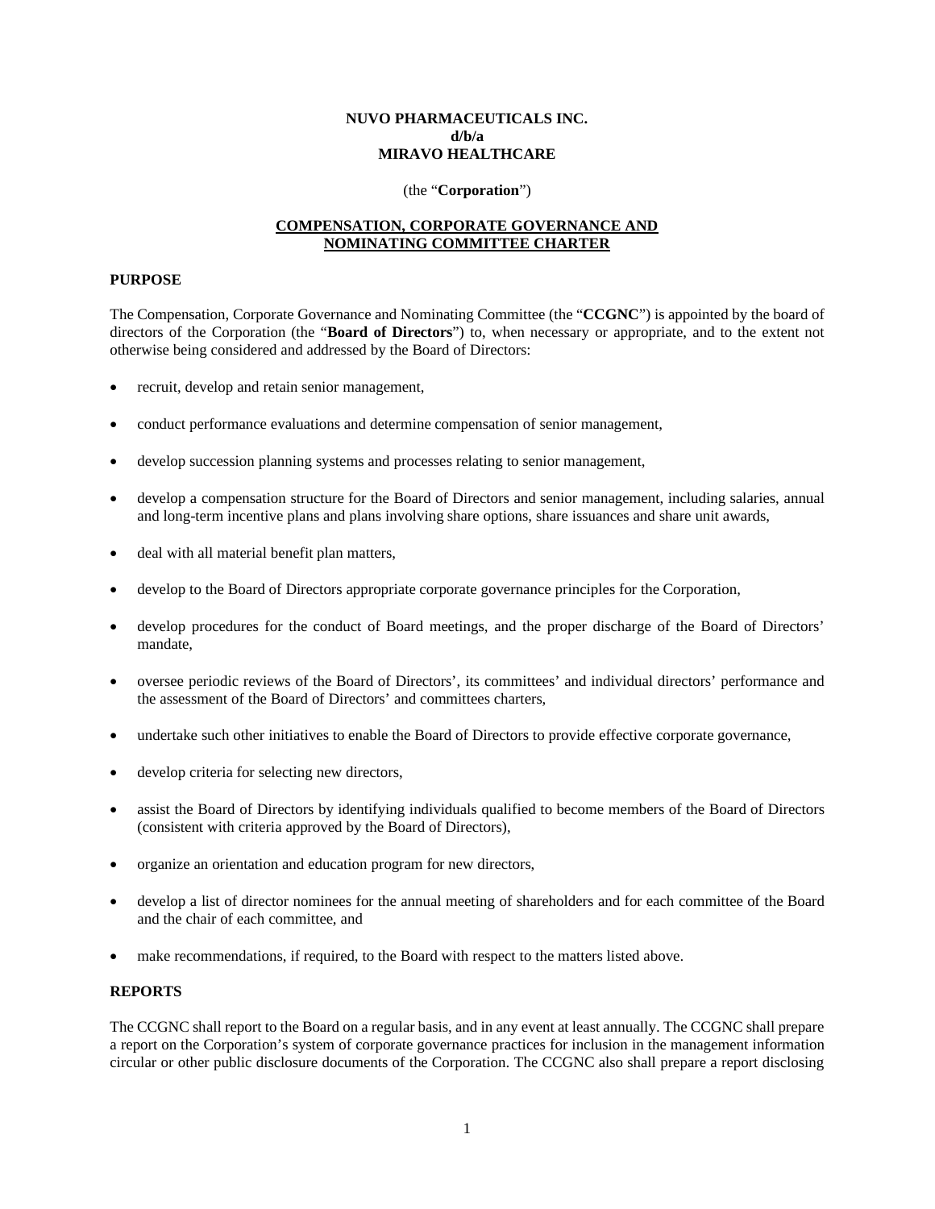**NUVO PHARMACEUTICALS INC.**
**d/b/a**
**MIRAVO HEALTHCARE**

(the "**Corporation**")

# COMPENSATION, CORPORATE GOVERNANCE AND NOMINATING COMMITTEE CHARTER

## PURPOSE

The Compensation, Corporate Governance and Nominating Committee (the "**CCGNC**") is appointed by the board of directors of the Corporation (the "**Board of Directors**") to, when necessary or appropriate, and to the extent not otherwise being considered and addressed by the Board of Directors:

- recruit, develop and retain senior management,
- conduct performance evaluations and determine compensation of senior management,
- develop succession planning systems and processes relating to senior management,
- develop a compensation structure for the Board of Directors and senior management, including salaries, annual and long-term incentive plans and plans involving share options, share issuances and share unit awards,
- deal with all material benefit plan matters,
- develop to the Board of Directors appropriate corporate governance principles for the Corporation,
- develop procedures for the conduct of Board meetings, and the proper discharge of the Board of Directors' mandate,
- oversee periodic reviews of the Board of Directors', its committees' and individual directors' performance and the assessment of the Board of Directors' and committees charters,
- undertake such other initiatives to enable the Board of Directors to provide effective corporate governance,
- develop criteria for selecting new directors,
- assist the Board of Directors by identifying individuals qualified to become members of the Board of Directors (consistent with criteria approved by the Board of Directors),
- organize an orientation and education program for new directors,
- develop a list of director nominees for the annual meeting of shareholders and for each committee of the Board and the chair of each committee, and
- make recommendations, if required, to the Board with respect to the matters listed above.

## REPORTS

The CCGNC shall report to the Board on a regular basis, and in any event at least annually. The CCGNC shall prepare a report on the Corporation's system of corporate governance practices for inclusion in the management information circular or other public disclosure documents of the Corporation. The CCGNC also shall prepare a report disclosing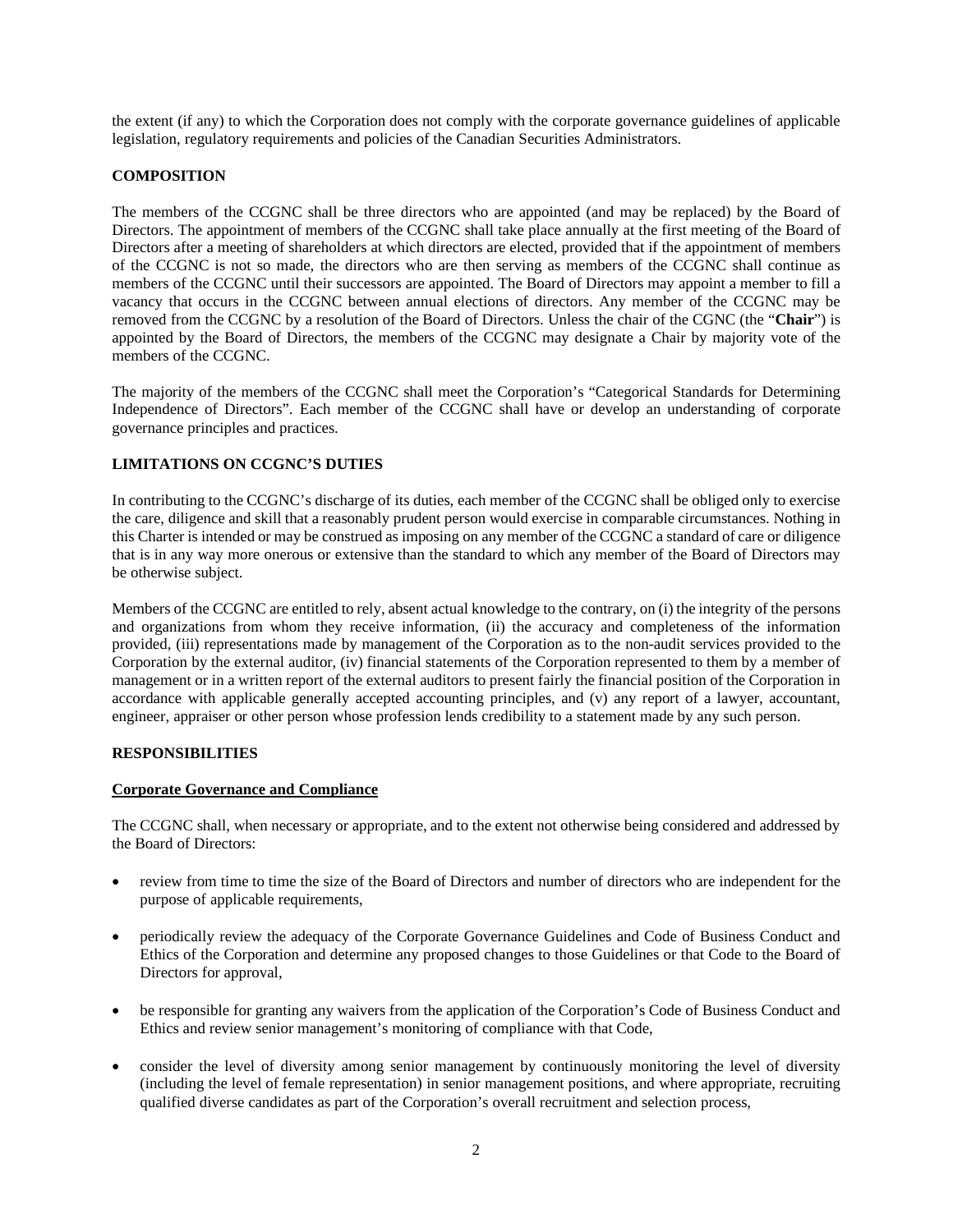the extent (if any) to which the Corporation does not comply with the corporate governance guidelines of applicable legislation, regulatory requirements and policies of the Canadian Securities Administrators.

## COMPOSITION

The members of the CCGNC shall be three directors who are appointed (and may be replaced) by the Board of Directors. The appointment of members of the CCGNC shall take place annually at the first meeting of the Board of Directors after a meeting of shareholders at which directors are elected, provided that if the appointment of members of the CCGNC is not so made, the directors who are then serving as members of the CCGNC shall continue as members of the CCGNC until their successors are appointed. The Board of Directors may appoint a member to fill a vacancy that occurs in the CCGNC between annual elections of directors. Any member of the CCGNC may be removed from the CCGNC by a resolution of the Board of Directors. Unless the chair of the CGNC (the "**Chair**") is appointed by the Board of Directors, the members of the CCGNC may designate a Chair by majority vote of the members of the CCGNC.

The majority of the members of the CCGNC shall meet the Corporation's "Categorical Standards for Determining Independence of Directors". Each member of the CCGNC shall have or develop an understanding of corporate governance principles and practices.

## LIMITATIONS ON CCGNC'S DUTIES

In contributing to the CCGNC's discharge of its duties, each member of the CCGNC shall be obliged only to exercise the care, diligence and skill that a reasonably prudent person would exercise in comparable circumstances. Nothing in this Charter is intended or may be construed as imposing on any member of the CCGNC a standard of care or diligence that is in any way more onerous or extensive than the standard to which any member of the Board of Directors may be otherwise subject.

Members of the CCGNC are entitled to rely, absent actual knowledge to the contrary, on (i) the integrity of the persons and organizations from whom they receive information, (ii) the accuracy and completeness of the information provided, (iii) representations made by management of the Corporation as to the non-audit services provided to the Corporation by the external auditor, (iv) financial statements of the Corporation represented to them by a member of management or in a written report of the external auditors to present fairly the financial position of the Corporation in accordance with applicable generally accepted accounting principles, and (v) any report of a lawyer, accountant, engineer, appraiser or other person whose profession lends credibility to a statement made by any such person.

## RESPONSIBILITIES

### Corporate Governance and Compliance

The CCGNC shall, when necessary or appropriate, and to the extent not otherwise being considered and addressed by the Board of Directors:

- review from time to time the size of the Board of Directors and number of directors who are independent for the purpose of applicable requirements,
- periodically review the adequacy of the Corporate Governance Guidelines and Code of Business Conduct and Ethics of the Corporation and determine any proposed changes to those Guidelines or that Code to the Board of Directors for approval,
- be responsible for granting any waivers from the application of the Corporation's Code of Business Conduct and Ethics and review senior management's monitoring of compliance with that Code,
- consider the level of diversity among senior management by continuously monitoring the level of diversity (including the level of female representation) in senior management positions, and where appropriate, recruiting qualified diverse candidates as part of the Corporation's overall recruitment and selection process,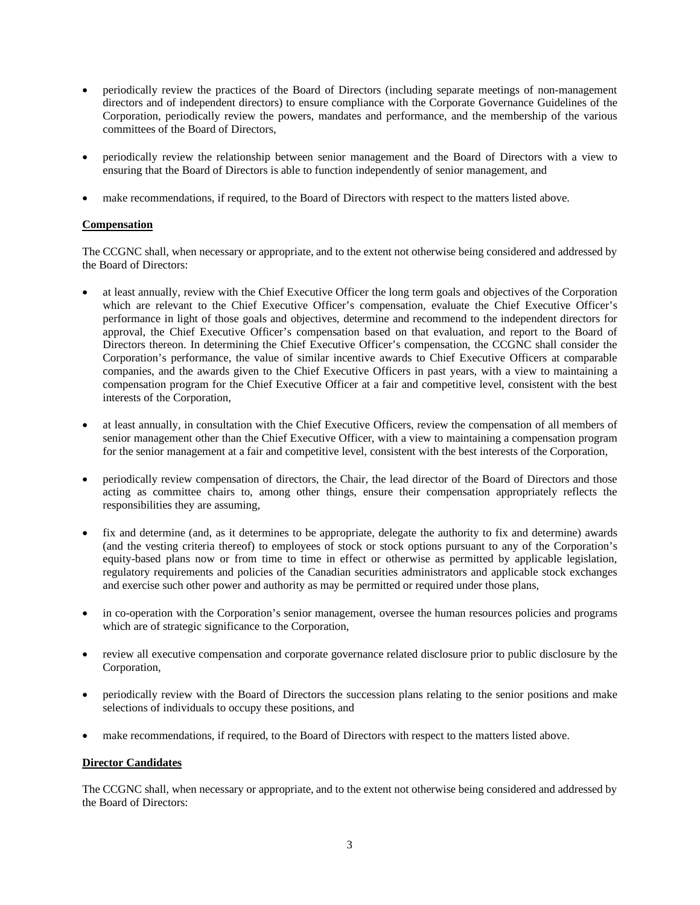- periodically review the practices of the Board of Directors (including separate meetings of non-management directors and of independent directors) to ensure compliance with the Corporate Governance Guidelines of the Corporation, periodically review the powers, mandates and performance, and the membership of the various committees of the Board of Directors,

- periodically review the relationship between senior management and the Board of Directors with a view to ensuring that the Board of Directors is able to function independently of senior management, and

- make recommendations, if required, to the Board of Directors with respect to the matters listed above.

**Compensation**

The CCGNC shall, when necessary or appropriate, and to the extent not otherwise being considered and addressed by the Board of Directors:

- at least annually, review with the Chief Executive Officer the long term goals and objectives of the Corporation which are relevant to the Chief Executive Officer's compensation, evaluate the Chief Executive Officer's performance in light of those goals and objectives, determine and recommend to the independent directors for approval, the Chief Executive Officer's compensation based on that evaluation, and report to the Board of Directors thereon. In determining the Chief Executive Officer's compensation, the CCGNC shall consider the Corporation's performance, the value of similar incentive awards to Chief Executive Officers at comparable companies, and the awards given to the Chief Executive Officers in past years, with a view to maintaining a compensation program for the Chief Executive Officer at a fair and competitive level, consistent with the best interests of the Corporation,

- at least annually, in consultation with the Chief Executive Officers, review the compensation of all members of senior management other than the Chief Executive Officer, with a view to maintaining a compensation program for the senior management at a fair and competitive level, consistent with the best interests of the Corporation,

- periodically review compensation of directors, the Chair, the lead director of the Board of Directors and those acting as committee chairs to, among other things, ensure their compensation appropriately reflects the responsibilities they are assuming,

- fix and determine (and, as it determines to be appropriate, delegate the authority to fix and determine) awards (and the vesting criteria thereof) to employees of stock or stock options pursuant to any of the Corporation's equity-based plans now or from time to time in effect or otherwise as permitted by applicable legislation, regulatory requirements and policies of the Canadian securities administrators and applicable stock exchanges and exercise such other power and authority as may be permitted or required under those plans,

- in co-operation with the Corporation's senior management, oversee the human resources policies and programs which are of strategic significance to the Corporation,

- review all executive compensation and corporate governance related disclosure prior to public disclosure by the Corporation,

- periodically review with the Board of Directors the succession plans relating to the senior positions and make selections of individuals to occupy these positions, and

- make recommendations, if required, to the Board of Directors with respect to the matters listed above.

**Director Candidates**

The CCGNC shall, when necessary or appropriate, and to the extent not otherwise being considered and addressed by the Board of Directors: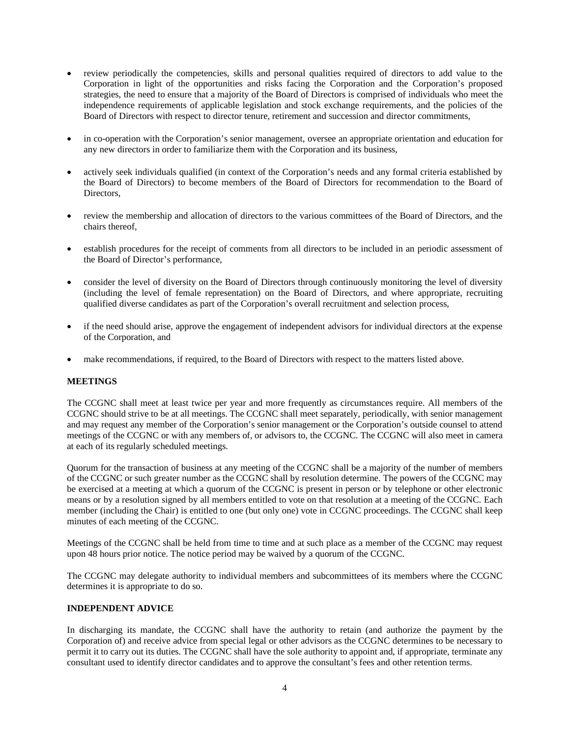- review periodically the competencies, skills and personal qualities required of directors to add value to the Corporation in light of the opportunities and risks facing the Corporation and the Corporation's proposed strategies, the need to ensure that a majority of the Board of Directors is comprised of individuals who meet the independence requirements of applicable legislation and stock exchange requirements, and the policies of the Board of Directors with respect to director tenure, retirement and succession and director commitments,
- in co-operation with the Corporation's senior management, oversee an appropriate orientation and education for any new directors in order to familiarize them with the Corporation and its business,
- actively seek individuals qualified (in context of the Corporation's needs and any formal criteria established by the Board of Directors) to become members of the Board of Directors for recommendation to the Board of Directors,
- review the membership and allocation of directors to the various committees of the Board of Directors, and the chairs thereof,
- establish procedures for the receipt of comments from all directors to be included in an periodic assessment of the Board of Director's performance,
- consider the level of diversity on the Board of Directors through continuously monitoring the level of diversity (including the level of female representation) on the Board of Directors, and where appropriate, recruiting qualified diverse candidates as part of the Corporation's overall recruitment and selection process,
- if the need should arise, approve the engagement of independent advisors for individual directors at the expense of the Corporation, and
- make recommendations, if required, to the Board of Directors with respect to the matters listed above.

**MEETINGS**

The CCGNC shall meet at least twice per year and more frequently as circumstances require. All members of the CCGNC should strive to be at all meetings. The CCGNC shall meet separately, periodically, with senior management and may request any member of the Corporation's senior management or the Corporation's outside counsel to attend meetings of the CCGNC or with any members of, or advisors to, the CCGNC. The CCGNC will also meet in camera at each of its regularly scheduled meetings.

Quorum for the transaction of business at any meeting of the CCGNC shall be a majority of the number of members of the CCGNC or such greater number as the CCGNC shall by resolution determine. The powers of the CCGNC may be exercised at a meeting at which a quorum of the CCGNC is present in person or by telephone or other electronic means or by a resolution signed by all members entitled to vote on that resolution at a meeting of the CCGNC. Each member (including the Chair) is entitled to one (but only one) vote in CCGNC proceedings. The CCGNC shall keep minutes of each meeting of the CCGNC.

Meetings of the CCGNC shall be held from time to time and at such place as a member of the CCGNC may request upon 48 hours prior notice. The notice period may be waived by a quorum of the CCGNC.

The CCGNC may delegate authority to individual members and subcommittees of its members where the CCGNC determines it is appropriate to do so.

**INDEPENDENT ADVICE**

In discharging its mandate, the CCGNC shall have the authority to retain (and authorize the payment by the Corporation of) and receive advice from special legal or other advisors as the CCGNC determines to be necessary to permit it to carry out its duties. The CCGNC shall have the sole authority to appoint and, if appropriate, terminate any consultant used to identify director candidates and to approve the consultant's fees and other retention terms.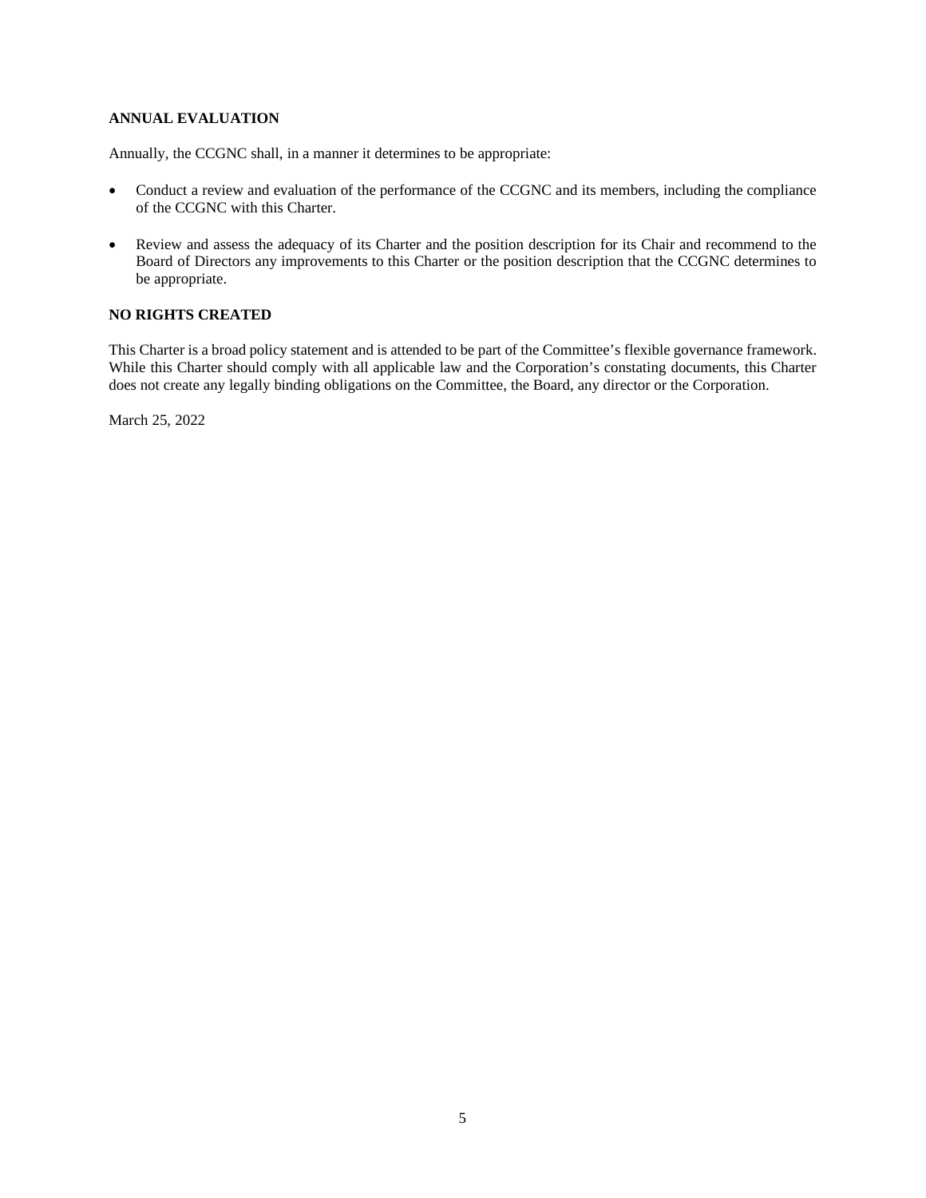## ANNUAL EVALUATION

Annually, the CCGNC shall, in a manner it determines to be appropriate:

- Conduct a review and evaluation of the performance of the CCGNC and its members, including the compliance of the CCGNC with this Charter.
- Review and assess the adequacy of its Charter and the position description for its Chair and recommend to the Board of Directors any improvements to this Charter or the position description that the CCGNC determines to be appropriate.

## NO RIGHTS CREATED

This Charter is a broad policy statement and is attended to be part of the Committee's flexible governance framework. While this Charter should comply with all applicable law and the Corporation's constating documents, this Charter does not create any legally binding obligations on the Committee, the Board, any director or the Corporation.

March 25, 2022